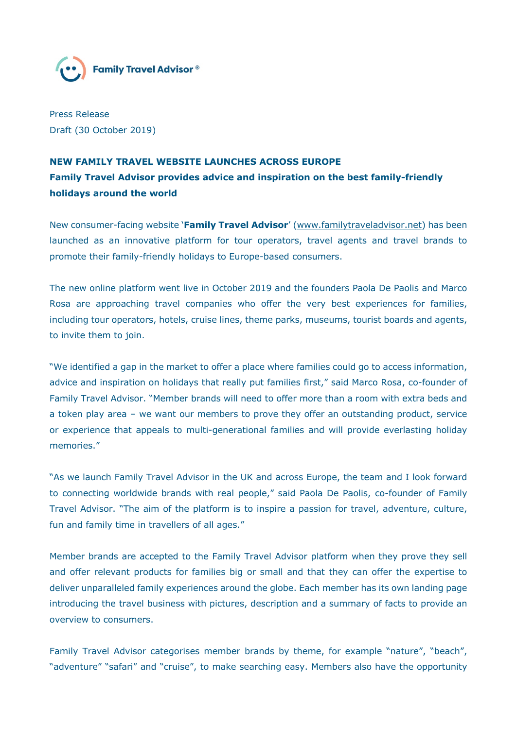Family Travel Advisor ®

Press Release
Draft (30 October 2019)

**NEW FAMILY TRAVEL WEBSITE LAUNCHES ACROSS EUROPE**
**Family Travel Advisor provides advice and inspiration on the best family-friendly holidays around the world**

New consumer-facing website '**Family Travel Advisor**' (www.familytraveladvisor.net) has been launched as an innovative platform for tour operators, travel agents and travel brands to promote their family-friendly holidays to Europe-based consumers.

The new online platform went live in October 2019 and the founders Paola De Paolis and Marco Rosa are approaching travel companies who offer the very best experiences for families, including tour operators, hotels, cruise lines, theme parks, museums, tourist boards and agents, to invite them to join.

"We identified a gap in the market to offer a place where families could go to access information, advice and inspiration on holidays that really put families first," said Marco Rosa, co-founder of Family Travel Advisor. "Member brands will need to offer more than a room with extra beds and a token play area – we want our members to prove they offer an outstanding product, service or experience that appeals to multi-generational families and will provide everlasting holiday memories."

"As we launch Family Travel Advisor in the UK and across Europe, the team and I look forward to connecting worldwide brands with real people," said Paola De Paolis, co-founder of Family Travel Advisor. "The aim of the platform is to inspire a passion for travel, adventure, culture, fun and family time in travellers of all ages."

Member brands are accepted to the Family Travel Advisor platform when they prove they sell and offer relevant products for families big or small and that they can offer the expertise to deliver unparalleled family experiences around the globe. Each member has its own landing page introducing the travel business with pictures, description and a summary of facts to provide an overview to consumers.

Family Travel Advisor categorises member brands by theme, for example "nature", "beach", "adventure" "safari" and "cruise", to make searching easy. Members also have the opportunity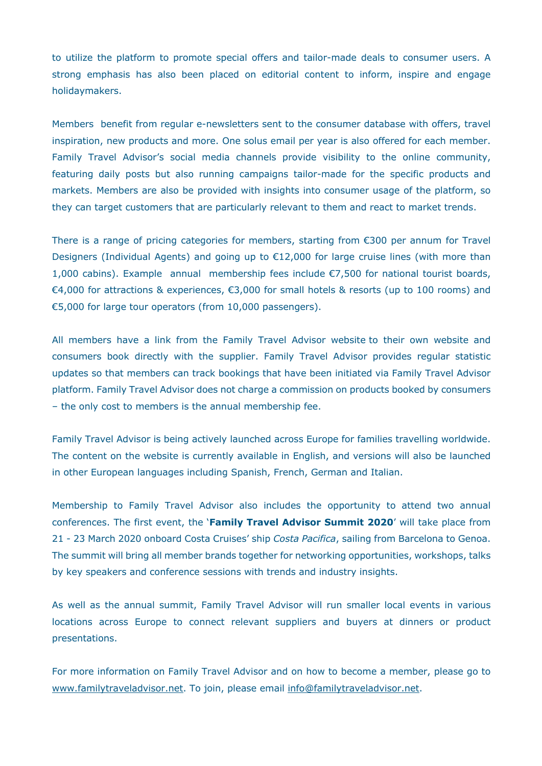to utilize the platform to promote special offers and tailor-made deals to consumer users. A strong emphasis has also been placed on editorial content to inform, inspire and engage holidaymakers.

Members benefit from regular e-newsletters sent to the consumer database with offers, travel inspiration, new products and more. One solus email per year is also offered for each member. Family Travel Advisor's social media channels provide visibility to the online community, featuring daily posts but also running campaigns tailor-made for the specific products and markets. Members are also be provided with insights into consumer usage of the platform, so they can target customers that are particularly relevant to them and react to market trends.

There is a range of pricing categories for members, starting from €300 per annum for Travel Designers (Individual Agents) and going up to €12,000 for large cruise lines (with more than 1,000 cabins). Example annual membership fees include €7,500 for national tourist boards, €4,000 for attractions & experiences, €3,000 for small hotels & resorts (up to 100 rooms) and €5,000 for large tour operators (from 10,000 passengers).

All members have a link from the Family Travel Advisor website to their own website and consumers book directly with the supplier. Family Travel Advisor provides regular statistic updates so that members can track bookings that have been initiated via Family Travel Advisor platform. Family Travel Advisor does not charge a commission on products booked by consumers – the only cost to members is the annual membership fee.

Family Travel Advisor is being actively launched across Europe for families travelling worldwide. The content on the website is currently available in English, and versions will also be launched in other European languages including Spanish, French, German and Italian.

Membership to Family Travel Advisor also includes the opportunity to attend two annual conferences. The first event, the '**Family Travel Advisor Summit 2020**' will take place from 21 - 23 March 2020 onboard Costa Cruises' ship *Costa Pacifica*, sailing from Barcelona to Genoa. The summit will bring all member brands together for networking opportunities, workshops, talks by key speakers and conference sessions with trends and industry insights.

As well as the annual summit, Family Travel Advisor will run smaller local events in various locations across Europe to connect relevant suppliers and buyers at dinners or product presentations.

For more information on Family Travel Advisor and on how to become a member, please go to www.familytraveladvisor.net. To join, please email info@familytraveladvisor.net.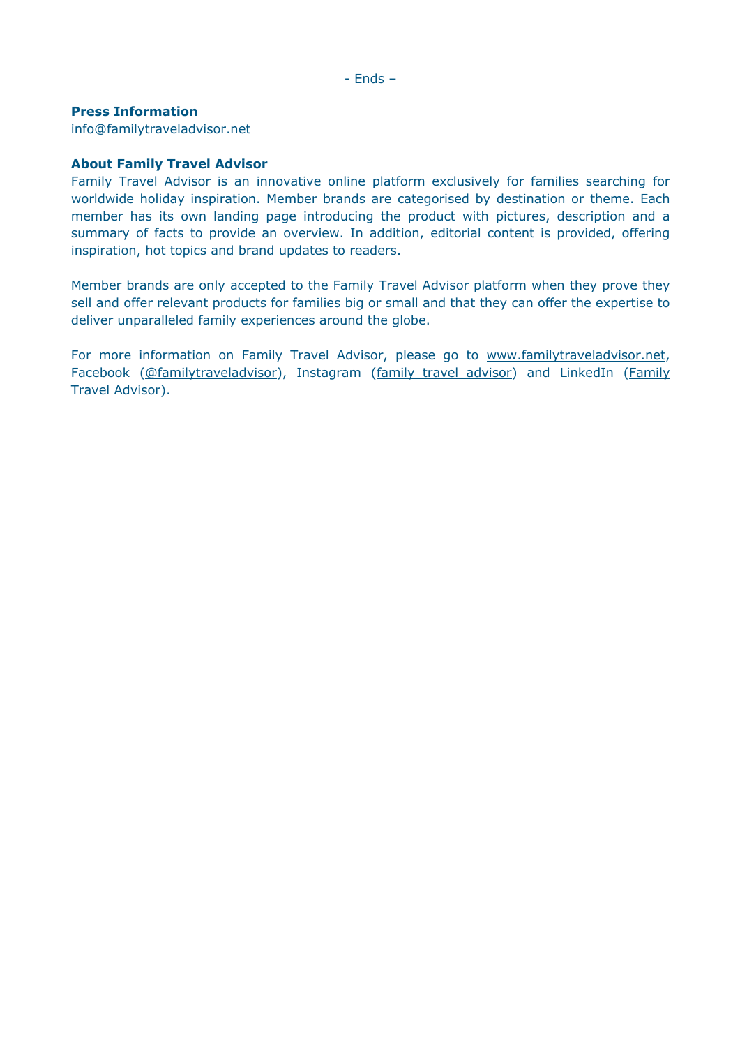- Ends –

**Press Information**
info@familytraveladvisor.net

**About Family Travel Advisor**
Family Travel Advisor is an innovative online platform exclusively for families searching for worldwide holiday inspiration. Member brands are categorised by destination or theme. Each member has its own landing page introducing the product with pictures, description and a summary of facts to provide an overview. In addition, editorial content is provided, offering inspiration, hot topics and brand updates to readers.

Member brands are only accepted to the Family Travel Advisor platform when they prove they sell and offer relevant products for families big or small and that they can offer the expertise to deliver unparalleled family experiences around the globe.

For more information on Family Travel Advisor, please go to www.familytraveladvisor.net, Facebook (@familytraveladvisor), Instagram (family_travel_advisor) and LinkedIn (Family Travel Advisor).